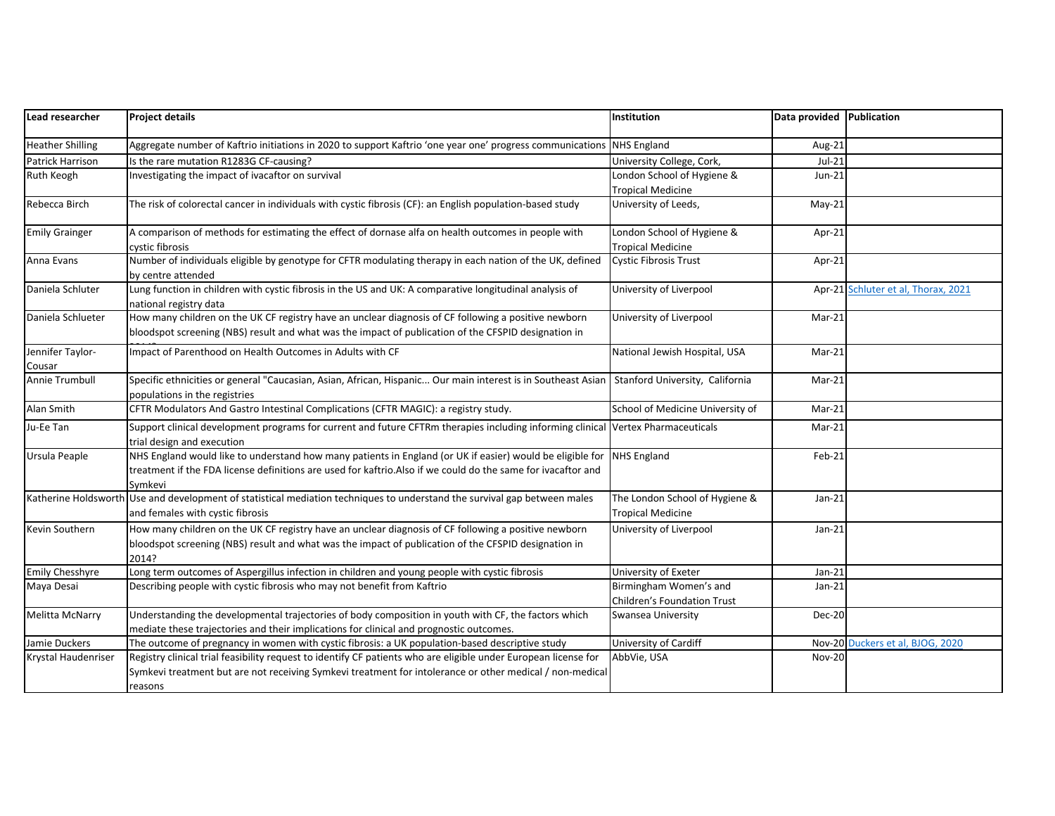| Lead researcher | Project details | Institution | Data provided | Publication |
|---|---|---|---|---|
| Heather Shilling | Aggregate number of Kaftrio initiations in 2020 to support Kaftrio 'one year one' progress communications | NHS England | Aug-21 | |
| Patrick Harrison | Is the rare mutation R1283G CF-causing? | University College, Cork, | Jul-21 | |
| Ruth Keogh | Investigating the impact of ivacaftor on survival | London School of Hygiene & Tropical Medicine | Jun-21 | |
| Rebecca Birch | The risk of colorectal cancer in individuals with cystic fibrosis (CF): an English population-based study | University of Leeds, | May-21 | |
| Emily Grainger | A comparison of methods for estimating the effect of dornase alfa on health outcomes in people with cystic fibrosis | London School of Hygiene & Tropical Medicine | Apr-21 | |
| Anna Evans | Number of individuals eligible by genotype for CFTR modulating therapy in each nation of the UK, defined by centre attended | Cystic Fibrosis Trust | Apr-21 | |
| Daniela Schluter | Lung function in children with cystic fibrosis in the US and UK: A comparative longitudinal analysis of national registry data | University of Liverpool | Apr-21 | Schluter et al, Thorax, 2021 |
| Daniela Schlueter | How many children on the UK CF registry have an unclear diagnosis of CF following a positive newborn bloodspot screening (NBS) result and what was the impact of publication of the CFSPID designation in 2014? | University of Liverpool | Mar-21 | |
| Jennifer Taylor-Cousar | Impact of Parenthood on Health Outcomes in Adults with CF | National Jewish Hospital, USA | Mar-21 | |
| Annie Trumbull | Specific ethnicities or general "Caucasian, Asian, African, Hispanic... Our main interest is in Southeast Asian populations in the registries | Stanford University, California | Mar-21 | |
| Alan Smith | CFTR Modulators And Gastro Intestinal Complications (CFTR MAGIC): a registry study. | School of Medicine University of | Mar-21 | |
| Ju-Ee Tan | Support clinical development programs for current and future CFTRm therapies including informing clinical trial design and execution | Vertex Pharmaceuticals | Mar-21 | |
| Ursula Peaple | NHS England would like to understand how many patients in England (or UK if easier) would be eligible for treatment if the FDA license definitions are used for kaftrio.Also if we could do the same for ivacaftor and Symkevi | NHS England | Feb-21 | |
| Katherine Holdsworth | Use and development of statistical mediation techniques to understand the survival gap between males and females with cystic fibrosis | The London School of Hygiene & Tropical Medicine | Jan-21 | |
| Kevin Southern | How many children on the UK CF registry have an unclear diagnosis of CF following a positive newborn bloodspot screening (NBS) result and what was the impact of publication of the CFSPID designation in 2014? | University of Liverpool | Jan-21 | |
| Emily Chesshyre | Long term outcomes of Aspergillus infection in children and young people with cystic fibrosis | University of Exeter | Jan-21 | |
| Maya Desai | Describing people with cystic fibrosis who may not benefit from Kaftrio | Birmingham Women's and Children's Foundation Trust | Jan-21 | |
| Melitta McNarry | Understanding the developmental trajectories of body composition in youth with CF, the factors which mediate these trajectories and their implications for clinical and prognostic outcomes. | Swansea University | Dec-20 | |
| Jamie Duckers | The outcome of pregnancy in women with cystic fibrosis: a UK population-based descriptive study | University of Cardiff | Nov-20 | Duckers et al, BJOG, 2020 |
| Krystal Haudenriser | Registry clinical trial feasibility request to identify CF patients who are eligible under European license for Symkevi treatment but are not receiving Symkevi treatment for intolerance or other medical / non-medical reasons | AbbVie, USA | Nov-20 | |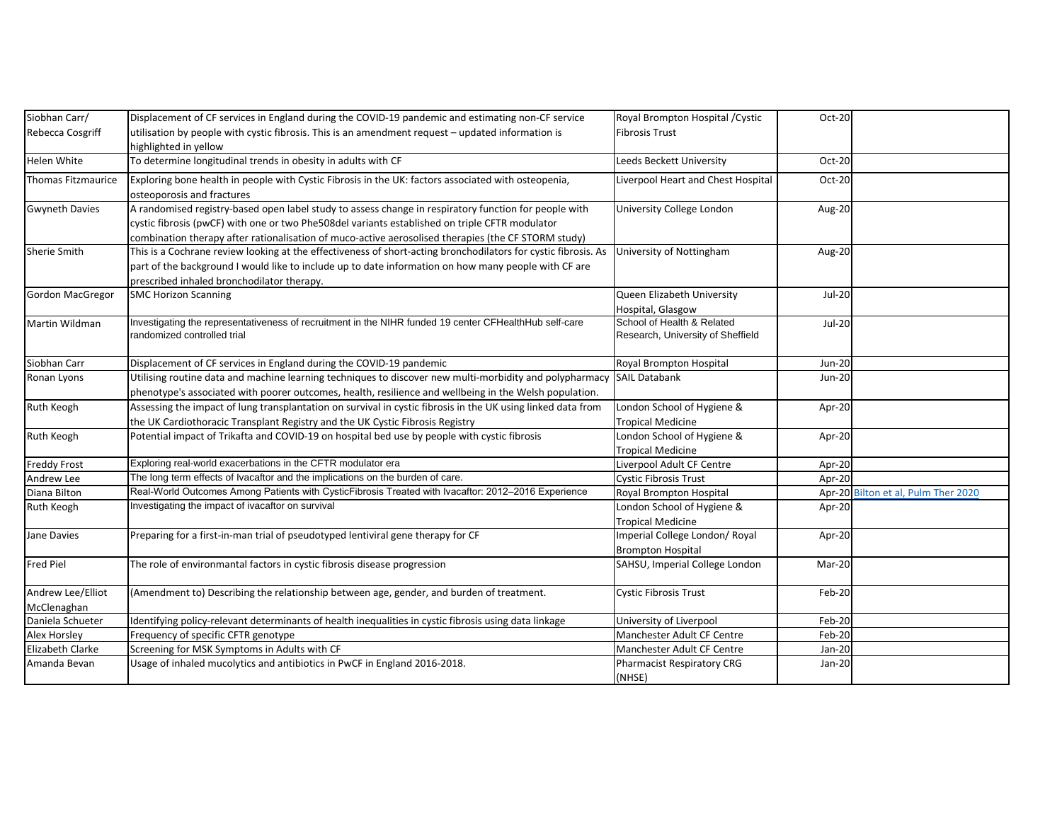| | | | | |
|---|---|---|---|---|
| Siobhan Carr/ Rebecca Cosgriff | Displacement of CF services in England during the COVID-19 pandemic and estimating non-CF service utilisation by people with cystic fibrosis. This is an amendment request – updated information is highlighted in yellow | Royal Brompton Hospital /Cystic Fibrosis Trust | Oct-20 | |
| Helen White | To determine longitudinal trends in obesity in adults with CF | Leeds Beckett University | Oct-20 | |
| Thomas Fitzmaurice | Exploring bone health in people with Cystic Fibrosis in the UK: factors associated with osteopenia, osteoporosis and fractures | Liverpool Heart and Chest Hospital | Oct-20 | |
| Gwyneth Davies | A randomised registry-based open label study to assess change in respiratory function for people with cystic fibrosis (pwCF) with one or two Phe508del variants established on triple CFTR modulator combination therapy after rationalisation of muco-active aerosolised therapies (the CF STORM study) | University College London | Aug-20 | |
| Sherie Smith | This is a Cochrane review looking at the effectiveness of short-acting bronchodilators for cystic fibrosis. As part of the background I would like to include up to date information on how many people with CF are prescribed inhaled bronchodilator therapy. | University of Nottingham | Aug-20 | |
| Gordon MacGregor | SMC Horizon Scanning | Queen Elizabeth University Hospital, Glasgow | Jul-20 | |
| Martin Wildman | Investigating the representativeness of recruitment in the NIHR funded 19 center CFHealthHub self-care randomized controlled trial | School of Health & Related Research, University of Sheffield | Jul-20 | |
| Siobhan Carr | Displacement of CF services in England during the COVID-19 pandemic | Royal Brompton Hospital | Jun-20 | |
| Ronan Lyons | Utilising routine data and machine learning techniques to discover new multi-morbidity and polypharmacy phenotype's associated with poorer outcomes, health, resilience and wellbeing in the Welsh population. | SAIL Databank | Jun-20 | |
| Ruth Keogh | Assessing the impact of lung transplantation on survival in cystic fibrosis in the UK using linked data from the UK Cardiothoracic Transplant Registry and the UK Cystic Fibrosis Registry | London School of Hygiene & Tropical Medicine | Apr-20 | |
| Ruth Keogh | Potential impact of Trikafta and COVID-19 on hospital bed use by people with cystic fibrosis | London School of Hygiene & Tropical Medicine | Apr-20 | |
| Freddy Frost | Exploring real-world exacerbations in the CFTR modulator era | Liverpool Adult CF Centre | Apr-20 | |
| Andrew Lee | The long term effects of Ivacaftor and the implications on the burden of care. | Cystic Fibrosis Trust | Apr-20 | |
| Diana Bilton | Real-World Outcomes Among Patients with CysticFibrosis Treated with Ivacaftor: 2012–2016 Experience | Royal Brompton Hospital | Apr-20 | Bilton et al, Pulm Ther 2020 |
| Ruth Keogh | Investigating the impact of ivacaftor on survival | London School of Hygiene & Tropical Medicine | Apr-20 | |
| Jane Davies | Preparing for a first-in-man trial of pseudotyped lentiviral gene therapy for CF | Imperial College London/ Royal Brompton Hospital | Apr-20 | |
| Fred Piel | The role of environmantal factors in cystic fibrosis disease progression | SAHSU, Imperial College London | Mar-20 | |
| Andrew Lee/Elliot McClenaghan | (Amendment to) Describing the relationship between age, gender, and burden of treatment. | Cystic Fibrosis Trust | Feb-20 | |
| Daniela Schueter | Identifying policy-relevant determinants of health inequalities in cystic fibrosis using data linkage | University of Liverpool | Feb-20 | |
| Alex Horsley | Frequency of specific CFTR genotype | Manchester Adult CF Centre | Feb-20 | |
| Elizabeth Clarke | Screening for MSK Symptoms in Adults with CF | Manchester Adult CF Centre | Jan-20 | |
| Amanda Bevan | Usage of inhaled mucolytics and antibiotics in PwCF in England 2016-2018. | Pharmacist Respiratory CRG (NHSE) | Jan-20 | |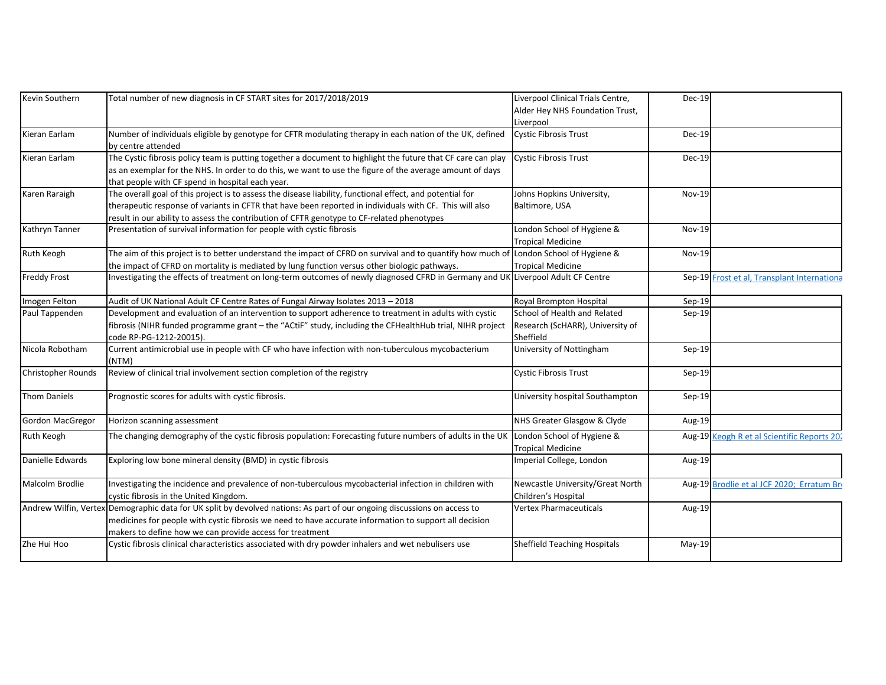| | | | | |
|---|---|---|---|---|
| Kevin Southern | Total number of new diagnosis in CF START sites for 2017/2018/2019 | Liverpool Clinical Trials Centre, Alder Hey NHS Foundation Trust, Liverpool | Dec-19 | |
| Kieran Earlam | Number of individuals eligible by genotype for CFTR modulating therapy in each nation of the UK, defined by centre attended | Cystic Fibrosis Trust | Dec-19 | |
| Kieran Earlam | The Cystic fibrosis policy team is putting together a document to highlight the future that CF care can play as an exemplar for the NHS. In order to do this, we want to use the figure of the average amount of days that people with CF spend in hospital each year. | Cystic Fibrosis Trust | Dec-19 | |
| Karen Raraigh | The overall goal of this project is to assess the disease liability, functional effect, and potential for therapeutic response of variants in CFTR that have been reported in individuals with CF. This will also result in our ability to assess the contribution of CFTR genotype to CF-related phenotypes | Johns Hopkins University, Baltimore, USA | Nov-19 | |
| Kathryn Tanner | Presentation of survival information for people with cystic fibrosis | London School of Hygiene & Tropical Medicine | Nov-19 | |
| Ruth Keogh | The aim of this project is to better understand the impact of CFRD on survival and to quantify how much of the impact of CFRD on mortality is mediated by lung function versus other biologic pathways. | London School of Hygiene & Tropical Medicine | Nov-19 | |
| Freddy Frost | Investigating the effects of treatment on long-term outcomes of newly diagnosed CFRD in Germany and UK | Liverpool Adult CF Centre | Sep-19 | Frost et al, Transplant Internationa |
| Imogen Felton | Audit of UK National Adult CF Centre Rates of Fungal Airway Isolates 2013 – 2018 | Royal Brompton Hospital | Sep-19 | |
| Paul Tappenden | Development and evaluation of an intervention to support adherence to treatment in adults with cystic fibrosis (NIHR funded programme grant – the "ACtiF" study, including the CFHealthHub trial, NIHR project code RP-PG-1212-20015). | School of Health and Related Research (ScHARR), University of Sheffield | Sep-19 | |
| Nicola Robotham | Current antimicrobial use in people with CF who have infection with non-tuberculous mycobacterium (NTM) | University of Nottingham | Sep-19 | |
| Christopher Rounds | Review of clinical trial involvement section completion of the registry | Cystic Fibrosis Trust | Sep-19 | |
| Thom Daniels | Prognostic scores for adults with cystic fibrosis. | University hospital Southampton | Sep-19 | |
| Gordon MacGregor | Horizon scanning assessment | NHS Greater Glasgow & Clyde | Aug-19 | |
| Ruth Keogh | The changing demography of the cystic fibrosis population: Forecasting future numbers of adults in the UK | London School of Hygiene & Tropical Medicine | Aug-19 | Keogh R et al Scientific Reports 202 |
| Danielle Edwards | Exploring low bone mineral density (BMD) in cystic fibrosis | Imperial College, London | Aug-19 | |
| Malcolm Brodlie | Investigating the incidence and prevalence of non-tuberculous mycobacterial infection in children with cystic fibrosis in the United Kingdom. | Newcastle University/Great North Children's Hospital | Aug-19 | Brodlie et al JCF 2020; Erratum Br |
| Andrew Wilfin, Vertex | Demographic data for UK split by devolved nations: As part of our ongoing discussions on access to medicines for people with cystic fibrosis we need to have accurate information to support all decision makers to define how we can provide access for treatment | Vertex Pharmaceuticals | Aug-19 | |
| Zhe Hui Hoo | Cystic fibrosis clinical characteristics associated with dry powder inhalers and wet nebulisers use | Sheffield Teaching Hospitals | May-19 | |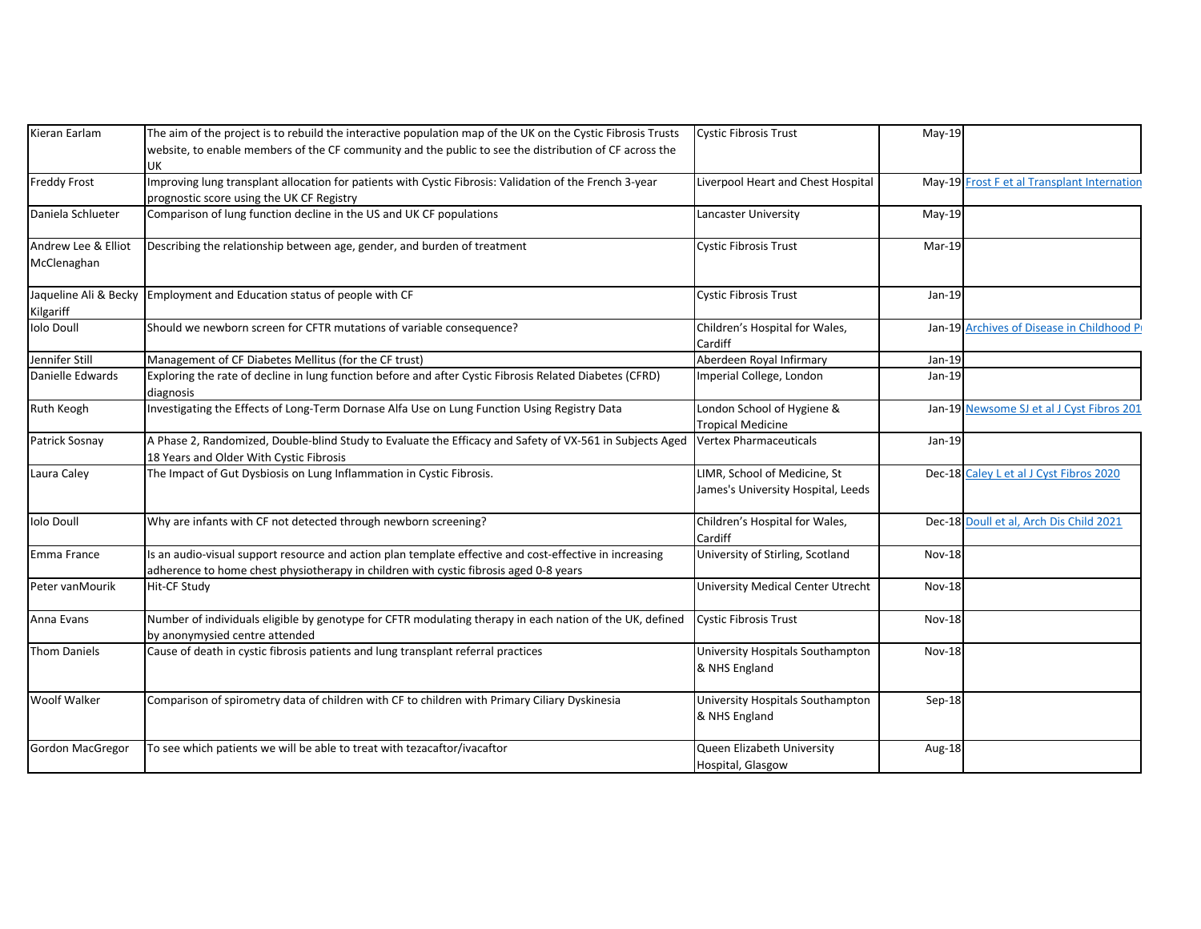| | | | | |
|---|---|---|---|---|
| Kieran Earlam | The aim of the project is to rebuild the interactive population map of the UK on the Cystic Fibrosis Trusts website, to enable members of the CF community and the public to see the distribution of CF across the UK | Cystic Fibrosis Trust | May-19 | |
| Freddy Frost | Improving lung transplant allocation for patients with Cystic Fibrosis: Validation of the French 3-year prognostic score using the UK CF Registry | Liverpool Heart and Chest Hospital | May-19 | Frost F et al Transplant Internation |
| Daniela Schlueter | Comparison of lung function decline in the US and UK CF populations | Lancaster University | May-19 | |
| Andrew Lee & Elliot McClenaghan | Describing the relationship between age, gender, and burden of treatment | Cystic Fibrosis Trust | Mar-19 | |
| Jaqueline Ali & Becky Kilgariff | Employment and Education status of people with CF | Cystic Fibrosis Trust | Jan-19 | |
| Iolo Doull | Should we newborn screen for CFTR mutations of variable consequence? | Children's Hospital for Wales, Cardiff | Jan-19 | Archives of Disease in Childhood P |
| Jennifer Still | Management of CF Diabetes Mellitus (for the CF trust) | Aberdeen Royal Infirmary | Jan-19 | |
| Danielle Edwards | Exploring the rate of decline in lung function before and after Cystic Fibrosis Related Diabetes (CFRD) diagnosis | Imperial College, London | Jan-19 | |
| Ruth Keogh | Investigating the Effects of Long-Term Dornase Alfa Use on Lung Function Using Registry Data | London School of Hygiene & Tropical Medicine | Jan-19 | Newsome SJ et al J Cyst Fibros 201 |
| Patrick Sosnay | A Phase 2, Randomized, Double-blind Study to Evaluate the Efficacy and Safety of VX-561 in Subjects Aged 18 Years and Older With Cystic Fibrosis | Vertex Pharmaceuticals | Jan-19 | |
| Laura Caley | The Impact of Gut Dysbiosis on Lung Inflammation in Cystic Fibrosis. | LIMR, School of Medicine, St James's University Hospital, Leeds | Dec-18 | Caley L et al J Cyst Fibros 2020 |
| Iolo Doull | Why are infants with CF not detected through newborn screening? | Children's Hospital for Wales, Cardiff | Dec-18 | Doull et al, Arch Dis Child 2021 |
| Emma France | Is an audio-visual support resource and action plan template effective and cost-effective in increasing adherence to home chest physiotherapy in children with cystic fibrosis aged 0-8 years | University of Stirling, Scotland | Nov-18 | |
| Peter vanMourik | Hit-CF Study | University Medical Center Utrecht | Nov-18 | |
| Anna Evans | Number of individuals eligible by genotype for CFTR modulating therapy in each nation of the UK, defined by anonymysied centre attended | Cystic Fibrosis Trust | Nov-18 | |
| Thom Daniels | Cause of death in cystic fibrosis patients and lung transplant referral practices | University Hospitals Southampton & NHS England | Nov-18 | |
| Woolf Walker | Comparison of spirometry data of children with CF to children with Primary Ciliary Dyskinesia | University Hospitals Southampton & NHS England | Sep-18 | |
| Gordon MacGregor | To see which patients we will be able to treat with tezacaftor/ivacaftor | Queen Elizabeth University Hospital, Glasgow | Aug-18 | |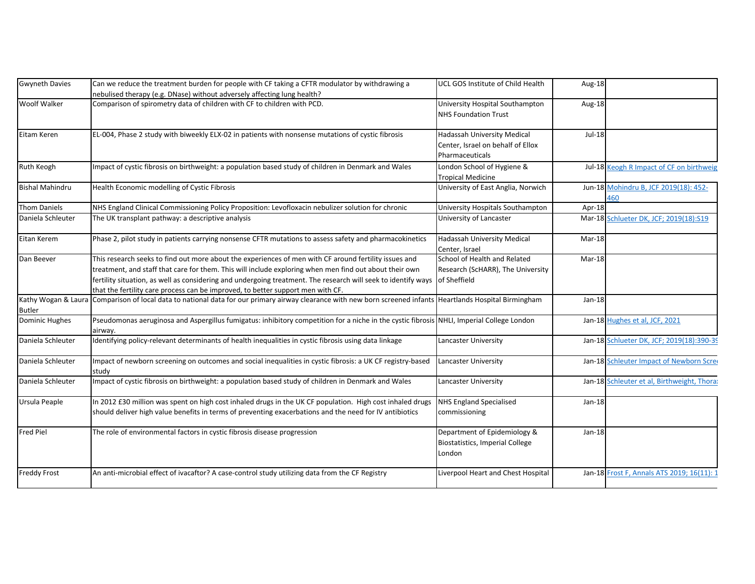| Gwyneth Davies | Can we reduce the treatment burden for people with CF taking a CFTR modulator by withdrawing a nebulised therapy (e.g. DNase) without adversely affecting lung health? | UCL GOS Institute of Child Health | Aug-18 | |
|---|---|---|---|---|
| Woolf Walker | Comparison of spirometry data of children with CF to children with PCD. | University Hospital Southampton NHS Foundation Trust | Aug-18 | |
| Eitam Keren | EL-004, Phase 2 study with biweekly ELX-02 in patients with nonsense mutations of cystic fibrosis | Hadassah University Medical Center, Israel on behalf of Ellox Pharmaceuticals | Jul-18 | |
| Ruth Keogh | Impact of cystic fibrosis on birthweight: a population based study of children in Denmark and Wales | London School of Hygiene & Tropical Medicine | Jul-18 | Keogh R Impact of CF on birthweig |
| Bishal Mahindru | Health Economic modelling of Cystic Fibrosis | University of East Anglia, Norwich | Jun-18 | Mohindru B, JCF 2019(18): 452-460 |
| Thom Daniels | NHS England Clinical Commissioning Policy Proposition: Levofloxacin nebulizer solution for chronic | University Hospitals Southampton | Apr-18 | |
| Daniela Schleuter | The UK transplant pathway: a descriptive analysis | University of Lancaster | Mar-18 | Schlueter DK, JCF; 2019(18):S19 |
| Eitan Kerem | Phase 2, pilot study in patients carrying nonsense CFTR mutations to assess safety and pharmacokinetics | Hadassah University Medical Center, Israel | Mar-18 | |
| Dan Beever | This research seeks to find out more about the experiences of men with CF around fertility issues and treatment, and staff that care for them. This will include exploring when men find out about their own fertility situation, as well as considering and undergoing treatment. The research will seek to identify ways that the fertility care process can be improved, to better support men with CF. | School of Health and Related Research (ScHARR), The University of Sheffield | Mar-18 | |
| Kathy Wogan & Laura Butler | Comparison of local data to national data for our primary airway clearance with new born screened infants | Heartlands Hospital Birmingham | Jan-18 | |
| Dominic Hughes | Pseudomonas aeruginosa and Aspergillus fumigatus: inhibitory competition for a niche in the cystic fibrosis airway. | NHLI, Imperial College London | Jan-18 | Hughes et al, JCF, 2021 |
| Daniela Schleuter | Identifying policy-relevant determinants of health inequalities in cystic fibrosis using data linkage | Lancaster University | Jan-18 | Schlueter DK, JCF; 2019(18):390-39 |
| Daniela Schleuter | Impact of newborn screening on outcomes and social inequalities in cystic fibrosis: a UK CF registry-based study | Lancaster University | Jan-18 | Schleuter Impact of Newborn Scre |
| Daniela Schleuter | Impact of cystic fibrosis on birthweight: a population based study of children in Denmark and Wales | Lancaster University | Jan-18 | Schleuter et al, Birthweight, Thora: |
| Ursula Peaple | In 2012 £30 million was spent on high cost inhaled drugs in the UK CF population. High cost inhaled drugs should deliver high value benefits in terms of preventing exacerbations and the need for IV antibiotics | NHS England Specialised commissioning | Jan-18 | |
| Fred Piel | The role of environmental factors in cystic fibrosis disease progression | Department of Epidemiology & Biostatistics, Imperial College London | Jan-18 | |
| Freddy Frost | An anti-microbial effect of ivacaftor? A case-control study utilizing data from the CF Registry | Liverpool Heart and Chest Hospital | Jan-18 | Frost F, Annals ATS 2019; 16(11): 1 |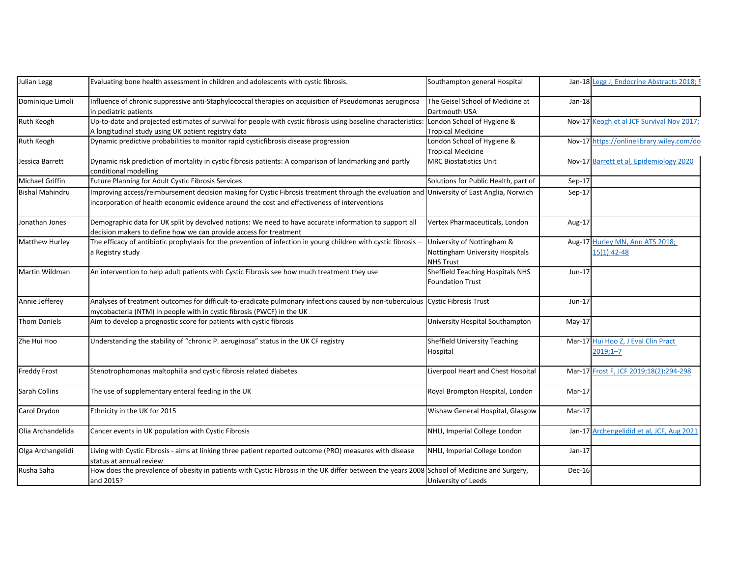| | | | | |
|---|---|---|---|---|
| Julian Legg | Evaluating bone health assessment in children and adolescents with cystic fibrosis. | Southampton general Hospital | Jan-18 | Legg J, Endocrine Abstracts 2018; 5 |
| Dominique Limoli | Influence of chronic suppressive anti-Staphylococcal therapies on acquisition of Pseudomonas aeruginosa in pediatric patients | The Geisel School of Medicine at Dartmouth USA | Jan-18 | |
| Ruth Keogh | Up-to-date and projected estimates of survival for people with cystic fibrosis using baseline characteristics: A longitudinal study using UK patient registry data | London School of Hygiene & Tropical Medicine | Nov-17 | Keogh et al JCF Survival Nov 2017; |
| Ruth Keogh | Dynamic predictive probabilities to monitor rapid cysticfibrosis disease progression | London School of Hygiene & Tropical Medicine | Nov-17 | https://onlinelibrary.wiley.com/do |
| Jessica Barrett | Dynamic risk prediction of mortality in cystic fibrosis patients: A comparison of landmarking and partly conditional modelling | MRC Biostatistics Unit | Nov-17 | Barrett et al, Epidemiology 2020 |
| Michael Griffin | Future Planning for Adult Cystic Fibrosis Services | Solutions for Public Health, part of | Sep-17 | |
| Bishal Mahindru | Improving access/reimbursement decision making for Cystic Fibrosis treatment through the evaluation and incorporation of health economic evidence around the cost and effectiveness of interventions | University of East Anglia, Norwich | Sep-17 | |
| Jonathan Jones | Demographic data for UK split by devolved nations: We need to have accurate information to support all decision makers to define how we can provide access for treatment | Vertex Pharmaceuticals, London | Aug-17 | |
| Matthew Hurley | The efficacy of antibiotic prophylaxis for the prevention of infection in young children with cystic fibrosis – a Registry study | University of Nottingham & Nottingham University Hospitals NHS Trust | Aug-17 | Hurley MN, Ann ATS 2018; 15(1):42-48 |
| Martin Wildman | An intervention to help adult patients with Cystic Fibrosis see how much treatment they use | Sheffield Teaching Hospitals NHS Foundation Trust | Jun-17 | |
| Annie Jefferey | Analyses of treatment outcomes for difficult-to-eradicate pulmonary infections caused by non-tuberculous mycobacteria (NTM) in people with in cystic fibrosis (PWCF) in the UK | Cystic Fibrosis Trust | Jun-17 | |
| Thom Daniels | Aim to develop a prognostic score for patients with cystic fibrosis | University Hospital Southampton | May-17 | |
| Zhe Hui Hoo | Understanding the stability of "chronic P. aeruginosa" status in the UK CF registry | Sheffield University Teaching Hospital | Mar-17 | Hui Hoo Z, J Eval Clin Pract 2019;1–7 |
| Freddy Frost | Stenotrophomonas maltophilia and cystic fibrosis related diabetes | Liverpool Heart and Chest Hospital | Mar-17 | Frost F, JCF 2019;18(2):294-298 |
| Sarah Collins | The use of supplementary enteral feeding in the UK | Royal Brompton Hospital, London | Mar-17 | |
| Carol Drydon | Ethnicity in the UK for 2015 | Wishaw General Hospital, Glasgow | Mar-17 | |
| Olia Archandelida | Cancer events in UK population with Cystic Fibrosis | NHLI, Imperial College London | Jan-17 | Archengelidid et al, JCF, Aug 2021 |
| Olga Archangelidi | Living with Cystic Fibrosis - aims at linking three patient reported outcome (PRO) measures with disease status at annual review | NHLI, Imperial College London | Jan-17 | |
| Rusha Saha | How does the prevalence of obesity in patients with Cystic Fibrosis in the UK differ between the years 2008 and 2015? | School of Medicine and Surgery, University of Leeds | Dec-16 | |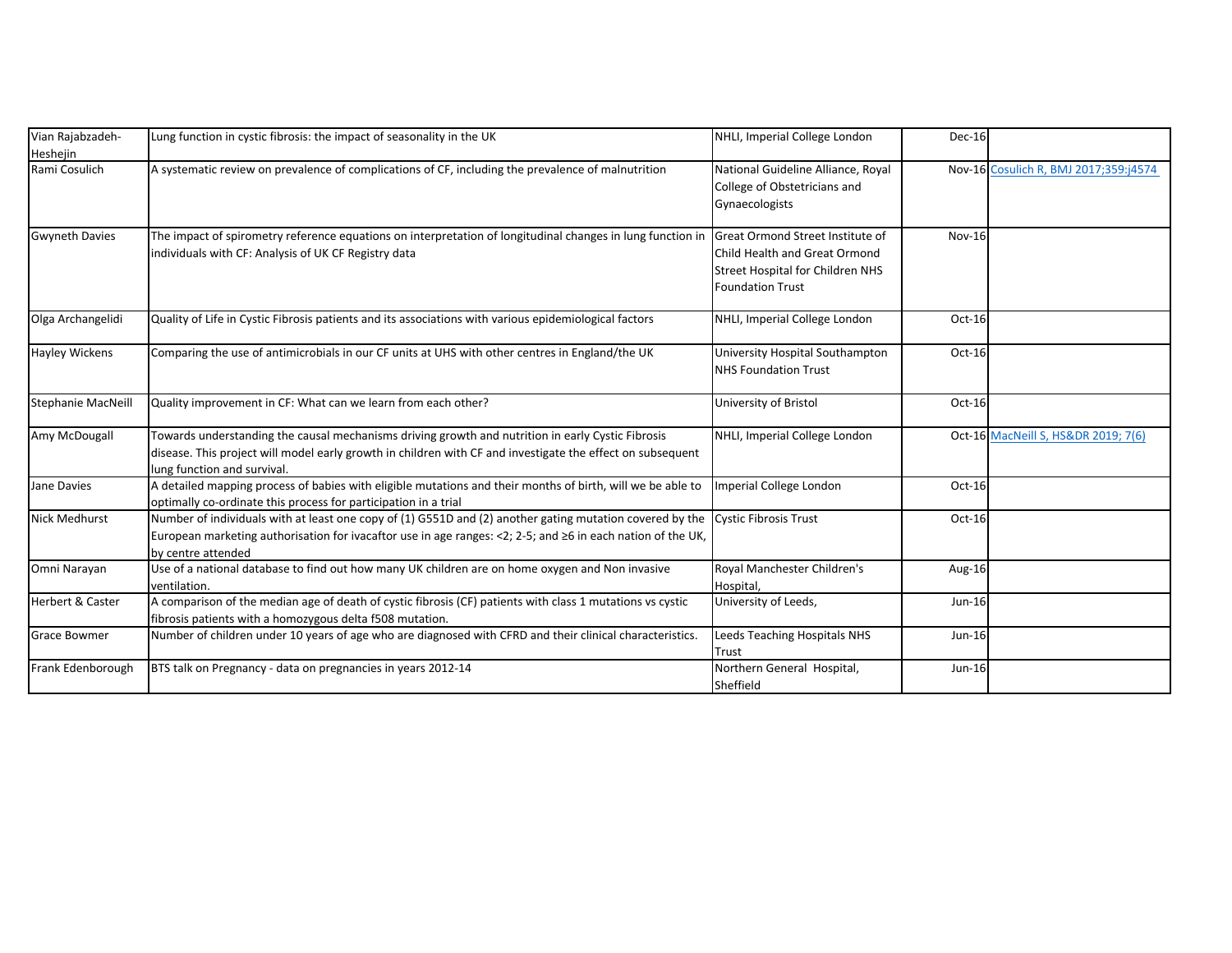| | | | | |
|---|---|---|---|---|
| Vian Rajabzadeh-Heshejin | Lung function in cystic fibrosis: the impact of seasonality in the UK | NHLI, Imperial College London | Dec-16 | |
| Rami Cosulich | A systematic review on prevalence of complications of CF, including the prevalence of malnutrition | National Guideline Alliance, Royal College of Obstetricians and Gynaecologists | Nov-16 | Cosulich R, BMJ 2017;359:j4574 |
| Gwyneth Davies | The impact of spirometry reference equations on interpretation of longitudinal changes in lung function in individuals with CF: Analysis of UK CF Registry data | Great Ormond Street Institute of Child Health and Great Ormond Street Hospital for Children NHS Foundation Trust | Nov-16 | |
| Olga Archangelidi | Quality of Life in Cystic Fibrosis patients and its associations with various epidemiological factors | NHLI, Imperial College London | Oct-16 | |
| Hayley Wickens | Comparing the use of antimicrobials in our CF units at UHS with other centres in England/the UK | University Hospital Southampton NHS Foundation Trust | Oct-16 | |
| Stephanie MacNeill | Quality improvement in CF: What can we learn from each other? | University of Bristol | Oct-16 | MacNeill S, HS&DR 2019; 7(6) |
| Amy McDougall | Towards understanding the causal mechanisms driving growth and nutrition in early Cystic Fibrosis disease. This project will model early growth in children with CF and investigate the effect on subsequent lung function and survival. | NHLI, Imperial College London | Oct-16 | |
| Jane Davies | A detailed mapping process of babies with eligible mutations and their months of birth, will we be able to optimally co-ordinate this process for participation in a trial | Imperial College London | Oct-16 | |
| Nick Medhurst | Number of individuals with at least one copy of (1) G551D and (2) another gating mutation covered by the European marketing authorisation for ivacaftor use in age ranges: <2; 2-5; and ≥6 in each nation of the UK, by centre attended | Cystic Fibrosis Trust | Oct-16 | |
| Omni Narayan | Use of a national database to find out how many UK children are on home oxygen and Non invasive ventilation. | Royal Manchester Children's Hospital, | Aug-16 | |
| Herbert & Caster | A comparison of the median age of death of cystic fibrosis (CF) patients with class 1 mutations vs cystic fibrosis patients with a homozygous delta f508 mutation. | University of Leeds, | Jun-16 | |
| Grace Bowmer | Number of children under 10 years of age who are diagnosed with CFRD and their clinical characteristics. | Leeds Teaching Hospitals NHS Trust | Jun-16 | |
| Frank Edenborough | BTS talk on Pregnancy - data on pregnancies in years 2012-14 | Northern General Hospital, Sheffield | Jun-16 | |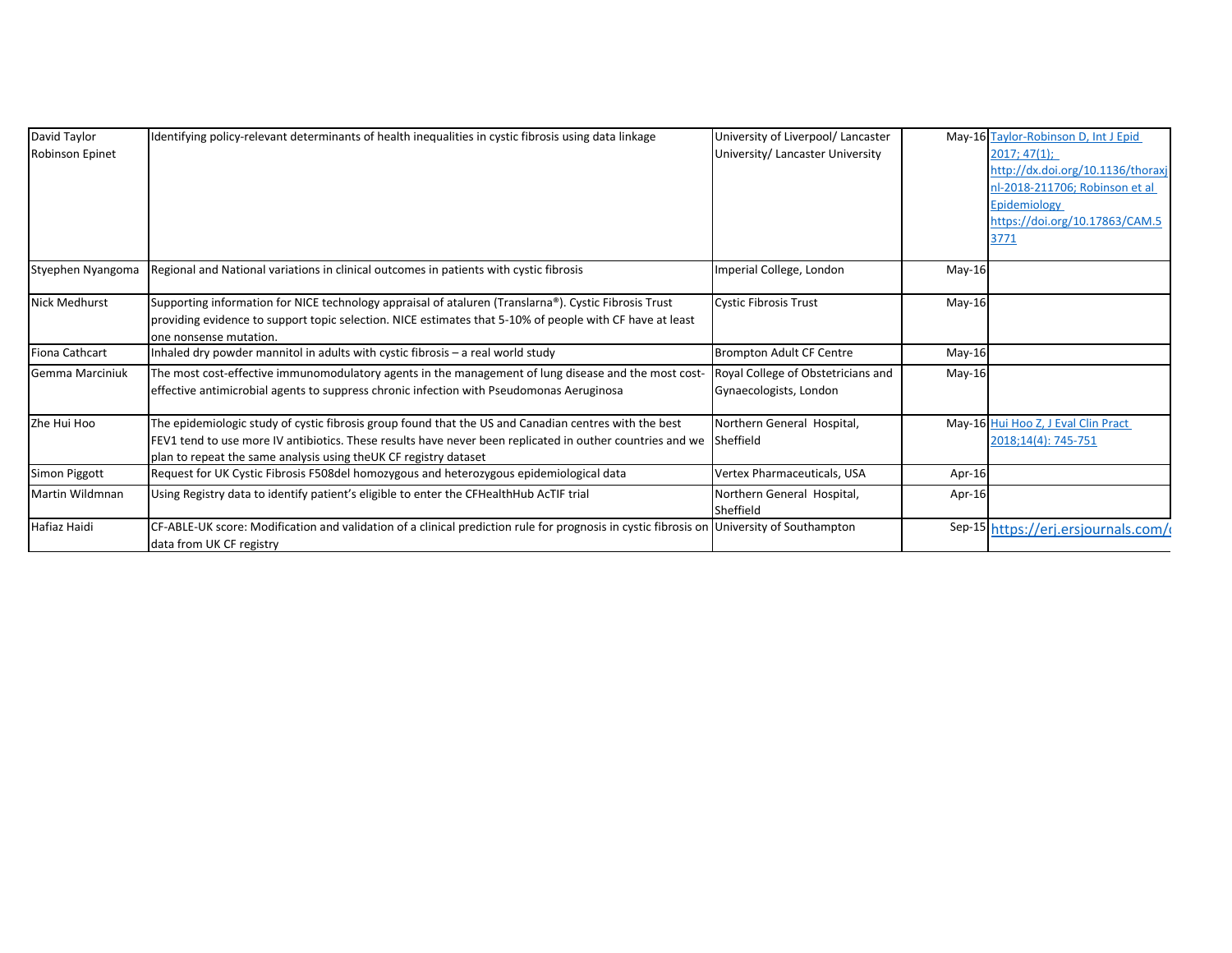| | | | | |
|---|---|---|---|---|
| David Taylor Robinson Epinet | Identifying policy-relevant determinants of health inequalities in cystic fibrosis using data linkage | University of Liverpool/ Lancaster University/ Lancaster University | May-16 | Taylor-Robinson D, Int J Epid 2017; 47(1); http://dx.doi.org/10.1136/thoraxjnl-2018-211706; Robinson et al Epidemiology https://doi.org/10.17863/CAM.53771 |
| Styephen Nyangoma | Regional and National variations in clinical outcomes in patients with cystic fibrosis | Imperial College, London | May-16 | |
| Nick Medhurst | Supporting information for NICE technology appraisal of ataluren (Translarna®). Cystic Fibrosis Trust providing evidence to support topic selection. NICE estimates that 5-10% of people with CF have at least one nonsense mutation. | Cystic Fibrosis Trust | May-16 | |
| Fiona Cathcart | Inhaled dry powder mannitol in adults with cystic fibrosis – a real world study | Brompton Adult CF Centre | May-16 | |
| Gemma Marciniuk | The most cost-effective immunomodulatory agents in the management of lung disease and the most cost-effective antimicrobial agents to suppress chronic infection with Pseudomonas Aeruginosa | Royal College of Obstetricians and Gynaecologists, London | May-16 | |
| Zhe Hui Hoo | The epidemiologic study of cystic fibrosis group found that the US and Canadian centres with the best FEV1 tend to use more IV antibiotics. These results have never been replicated in outher countries and we plan to repeat the same analysis using theUK CF registry dataset | Northern General Hospital, Sheffield | May-16 | Hui Hoo Z, J Eval Clin Pract 2018;14(4): 745-751 |
| Simon Piggott | Request for UK Cystic Fibrosis F508del homozygous and heterozygous epidemiological data | Vertex Pharmaceuticals, USA | Apr-16 | |
| Martin Wildmnan | Using Registry data to identify patient's eligible to enter the CFHealthHub AcTIF trial | Northern General Hospital, Sheffield | Apr-16 | |
| Hafiaz Haidi | CF-ABLE-UK score: Modification and validation of a clinical prediction rule for prognosis in cystic fibrosis on data from UK CF registry | University of Southampton | Sep-15 | https://erj.ersjournals.com/ |